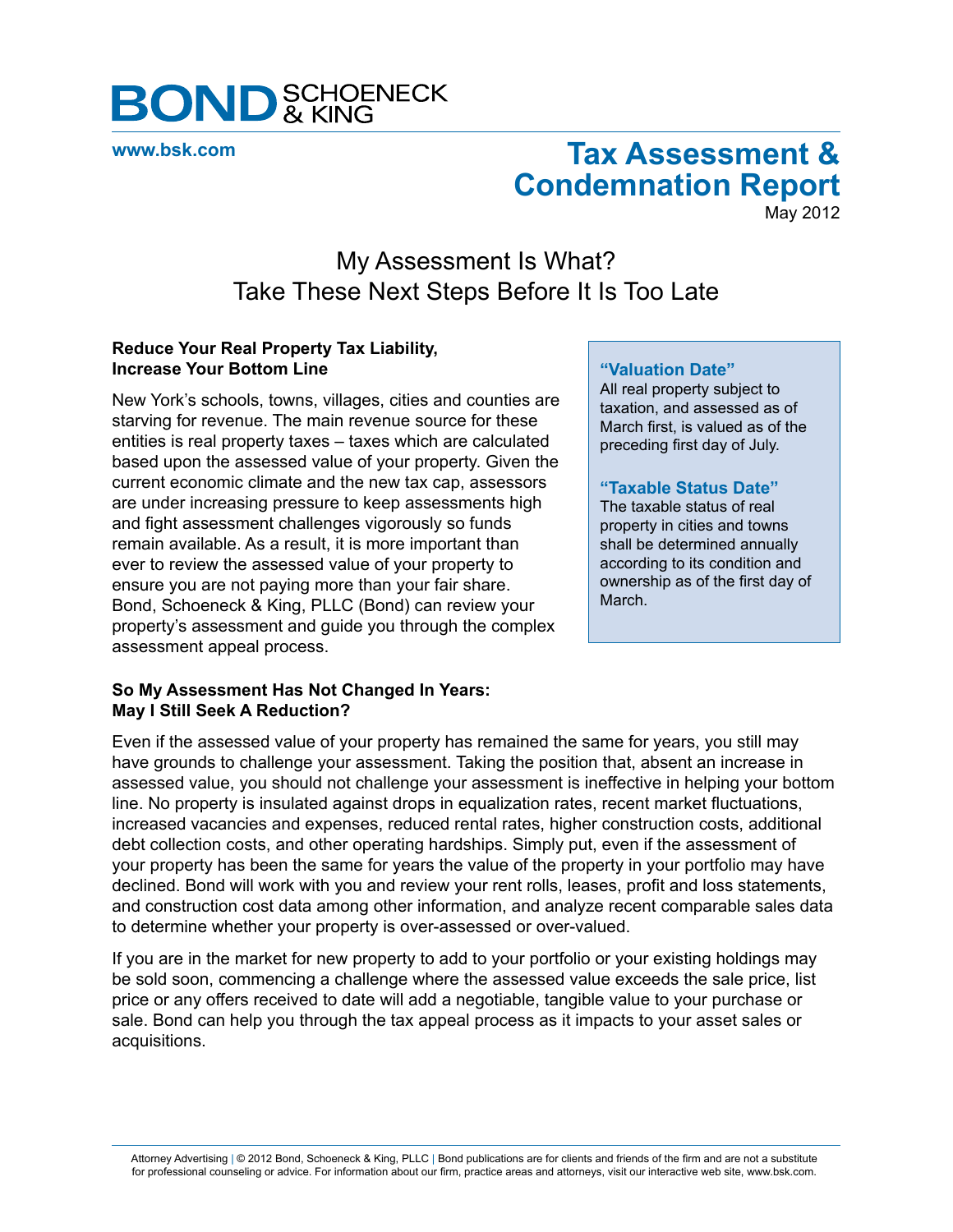# BOND SCHOENECK & KING

www.bsk.com

## Tax Assessment & Condemnation Report

May 2012

# My Assessment Is What? Take These Next Steps Before It Is Too Late

### Reduce Your Real Property Tax Liability, Increase Your Bottom Line

New York's schools, towns, villages, cities and counties are starving for revenue. The main revenue source for these entities is real property taxes – taxes which are calculated based upon the assessed value of your property. Given the current economic climate and the new tax cap, assessors are under increasing pressure to keep assessments high and fight assessment challenges vigorously so funds remain available. As a result, it is more important than ever to review the assessed value of your property to ensure you are not paying more than your fair share. Bond, Schoeneck & King, PLLC (Bond) can review your property's assessment and guide you through the complex assessment appeal process.

> **"Valuation Date"**
> All real property subject to taxation, and assessed as of March first, is valued as of the preceding first day of July.
>
> **"Taxable Status Date"**
> The taxable status of real property in cities and towns shall be determined annually according to its condition and ownership as of the first day of March.

### So My Assessment Has Not Changed In Years: May I Still Seek A Reduction?

Even if the assessed value of your property has remained the same for years, you still may have grounds to challenge your assessment. Taking the position that, absent an increase in assessed value, you should not challenge your assessment is ineffective in helping your bottom line. No property is insulated against drops in equalization rates, recent market fluctuations, increased vacancies and expenses, reduced rental rates, higher construction costs, additional debt collection costs, and other operating hardships. Simply put, even if the assessment of your property has been the same for years the value of the property in your portfolio may have declined. Bond will work with you and review your rent rolls, leases, profit and loss statements, and construction cost data among other information, and analyze recent comparable sales data to determine whether your property is over-assessed or over-valued.

If you are in the market for new property to add to your portfolio or your existing holdings may be sold soon, commencing a challenge where the assessed value exceeds the sale price, list price or any offers received to date will add a negotiable, tangible value to your purchase or sale. Bond can help you through the tax appeal process as it impacts to your asset sales or acquisitions.

Attorney Advertising | © 2012 Bond, Schoeneck & King, PLLC | Bond publications are for clients and friends of the firm and are not a substitute for professional counseling or advice. For information about our firm, practice areas and attorneys, visit our interactive web site, www.bsk.com.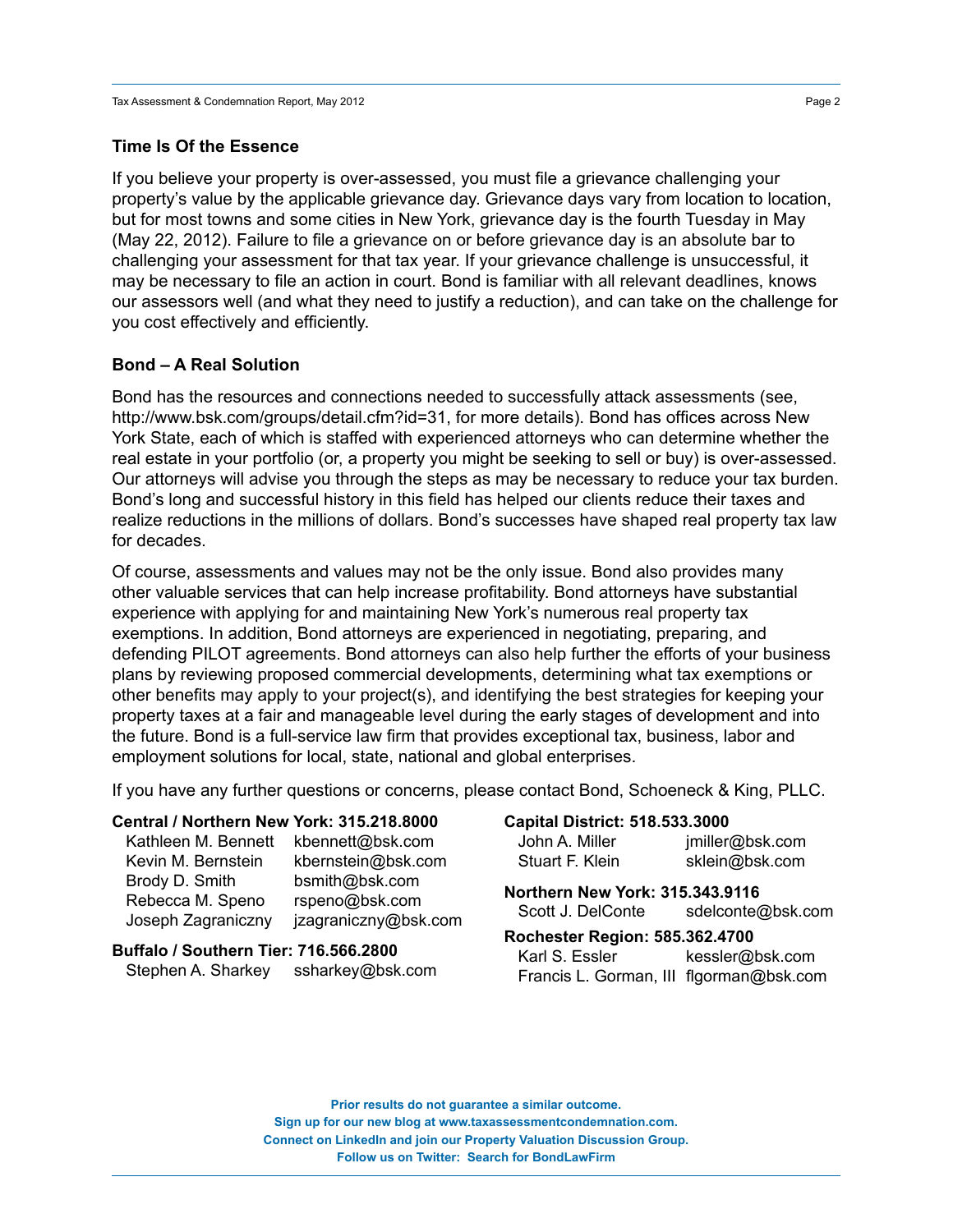### Time Is Of the Essence

If you believe your property is over-assessed, you must file a grievance challenging your property's value by the applicable grievance day. Grievance days vary from location to location, but for most towns and some cities in New York, grievance day is the fourth Tuesday in May (May 22, 2012). Failure to file a grievance on or before grievance day is an absolute bar to challenging your assessment for that tax year. If your grievance challenge is unsuccessful, it may be necessary to file an action in court. Bond is familiar with all relevant deadlines, knows our assessors well (and what they need to justify a reduction), and can take on the challenge for you cost effectively and efficiently.

### Bond – A Real Solution

Bond has the resources and connections needed to successfully attack assessments (see, http://www.bsk.com/groups/detail.cfm?id=31, for more details). Bond has offices across New York State, each of which is staffed with experienced attorneys who can determine whether the real estate in your portfolio (or, a property you might be seeking to sell or buy) is over-assessed. Our attorneys will advise you through the steps as may be necessary to reduce your tax burden. Bond's long and successful history in this field has helped our clients reduce their taxes and realize reductions in the millions of dollars. Bond's successes have shaped real property tax law for decades.

Of course, assessments and values may not be the only issue. Bond also provides many other valuable services that can help increase profitability. Bond attorneys have substantial experience with applying for and maintaining New York's numerous real property tax exemptions. In addition, Bond attorneys are experienced in negotiating, preparing, and defending PILOT agreements. Bond attorneys can also help further the efforts of your business plans by reviewing proposed commercial developments, determining what tax exemptions or other benefits may apply to your project(s), and identifying the best strategies for keeping your property taxes at a fair and manageable level during the early stages of development and into the future. Bond is a full-service law firm that provides exceptional tax, business, labor and employment solutions for local, state, national and global enterprises.

If you have any further questions or concerns, please contact Bond, Schoeneck & King, PLLC.

**Central / Northern New York: 315.218.8000**

Kathleen M. Bennett kbennett@bsk.com
Kevin M. Bernstein kbernstein@bsk.com
Brody D. Smith bsmith@bsk.com
Rebecca M. Speno rspeno@bsk.com
Joseph Zagraniczny jzagraniczny@bsk.com

**Buffalo / Southern Tier: 716.566.2800**

Stephen A. Sharkey ssharkey@bsk.com

**Capital District: 518.533.3000**

John A. Miller jmiller@bsk.com
Stuart F. Klein sklein@bsk.com

**Northern New York: 315.343.9116**

Scott J. DelConte sdelconte@bsk.com

**Rochester Region: 585.362.4700**

Karl S. Essler kessler@bsk.com
Francis L. Gorman, III flgorman@bsk.com

**Prior results do not guarantee a similar outcome.**
**Sign up for our new blog at www.taxassessmentcondemnation.com.**
**Connect on LinkedIn and join our Property Valuation Discussion Group.**
**Follow us on Twitter: Search for BondLawFirm**